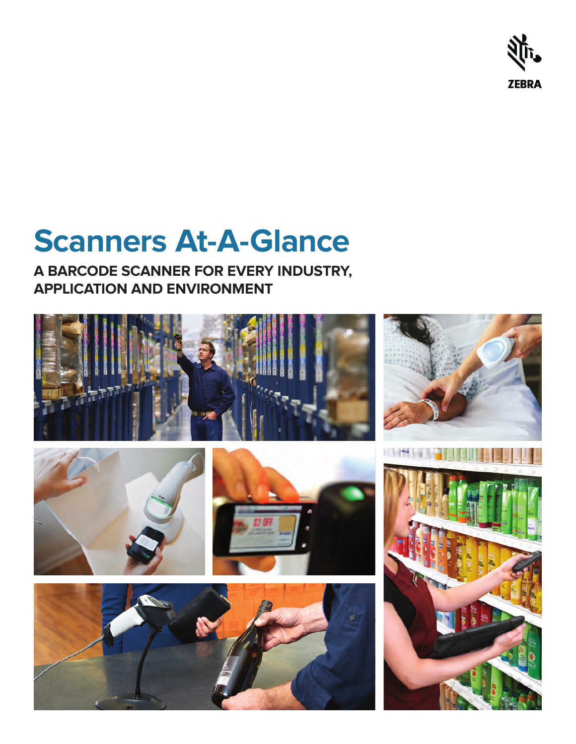ZEBRA

# Scanners At-A-Glance

## A BARCODE SCANNER FOR EVERY INDUSTRY, APPLICATION AND ENVIRONMENT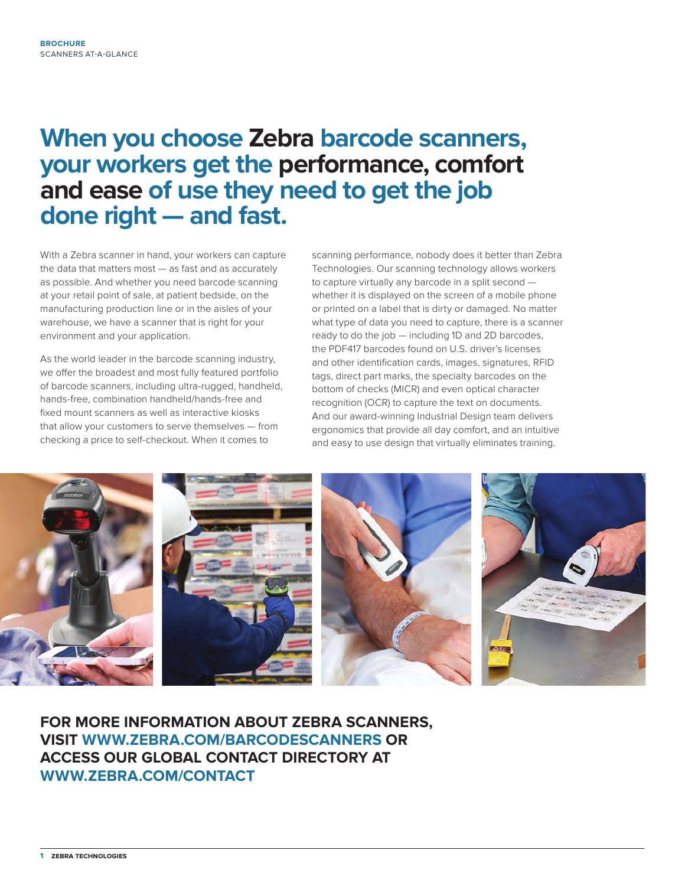**BROCHURE**
SCANNERS AT-A-GLANCE

# When you choose Zebra barcode scanners, your workers get the performance, comfort and ease of use they need to get the job done right — and fast.

With a Zebra scanner in hand, your workers can capture the data that matters most — as fast and as accurately as possible. And whether you need barcode scanning at your retail point of sale, at patient bedside, on the manufacturing production line or in the aisles of your warehouse, we have a scanner that is right for your environment and your application.

As the world leader in the barcode scanning industry, we offer the broadest and most fully featured portfolio of barcode scanners, including ultra-rugged, handheld, hands-free, combination handheld/hands-free and fixed mount scanners as well as interactive kiosks that allow your customers to serve themselves — from checking a price to self-checkout. When it comes to scanning performance, nobody does it better than Zebra Technologies. Our scanning technology allows workers to capture virtually any barcode in a split second — whether it is displayed on the screen of a mobile phone or printed on a label that is dirty or damaged. No matter what type of data you need to capture, there is a scanner ready to do the job — including 1D and 2D barcodes, the PDF417 barcodes found on U.S. driver's licenses and other identification cards, images, signatures, RFID tags, direct part marks, the specialty barcodes on the bottom of checks (MICR) and even optical character recognition (OCR) to capture the text on documents. And our award-winning Industrial Design team delivers ergonomics that provide all day comfort, and an intuitive and easy to use design that virtually eliminates training.

**FOR MORE INFORMATION ABOUT ZEBRA SCANNERS, VISIT WWW.ZEBRA.COM/BARCODESCANNERS OR ACCESS OUR GLOBAL CONTACT DIRECTORY AT WWW.ZEBRA.COM/CONTACT**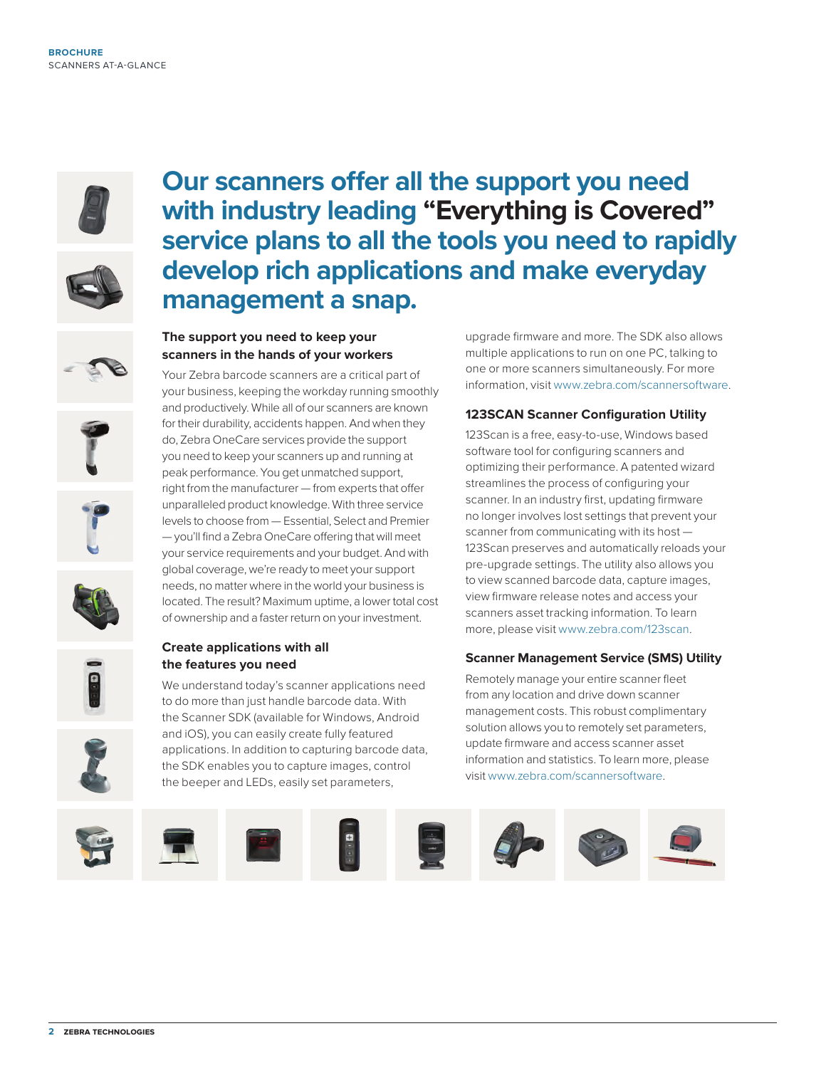# Our scanners offer all the support you need with industry leading **"Everything is Covered"** service plans to all the tools you need to rapidly develop rich applications and make everyday management a snap.

### The support you need to keep your scanners in the hands of your workers

Your Zebra barcode scanners are a critical part of your business, keeping the workday running smoothly and productively. While all of our scanners are known for their durability, accidents happen. And when they do, Zebra OneCare services provide the support you need to keep your scanners up and running at peak performance. You get unmatched support, right from the manufacturer — from experts that offer unparalleled product knowledge. With three service levels to choose from — Essential, Select and Premier — you'll find a Zebra OneCare offering that will meet your service requirements and your budget. And with global coverage, we're ready to meet your support needs, no matter where in the world your business is located. The result? Maximum uptime, a lower total cost of ownership and a faster return on your investment.

### Create applications with all the features you need

We understand today's scanner applications need to do more than just handle barcode data. With the Scanner SDK (available for Windows, Android and iOS), you can easily create fully featured applications. In addition to capturing barcode data, the SDK enables you to capture images, control the beeper and LEDs, easily set parameters, upgrade firmware and more. The SDK also allows multiple applications to run on one PC, talking to one or more scanners simultaneously. For more information, visit www.zebra.com/scannersoftware.

### 123SCAN Scanner Configuration Utility

123Scan is a free, easy-to-use, Windows based software tool for configuring scanners and optimizing their performance. A patented wizard streamlines the process of configuring your scanner. In an industry first, updating firmware no longer involves lost settings that prevent your scanner from communicating with its host — 123Scan preserves and automatically reloads your pre-upgrade settings. The utility also allows you to view scanned barcode data, capture images, view firmware release notes and access your scanners asset tracking information. To learn more, please visit www.zebra.com/123scan.

### Scanner Management Service (SMS) Utility

Remotely manage your entire scanner fleet from any location and drive down scanner management costs. This robust complimentary solution allows you to remotely set parameters, update firmware and access scanner asset information and statistics. To learn more, please visit www.zebra.com/scannersoftware.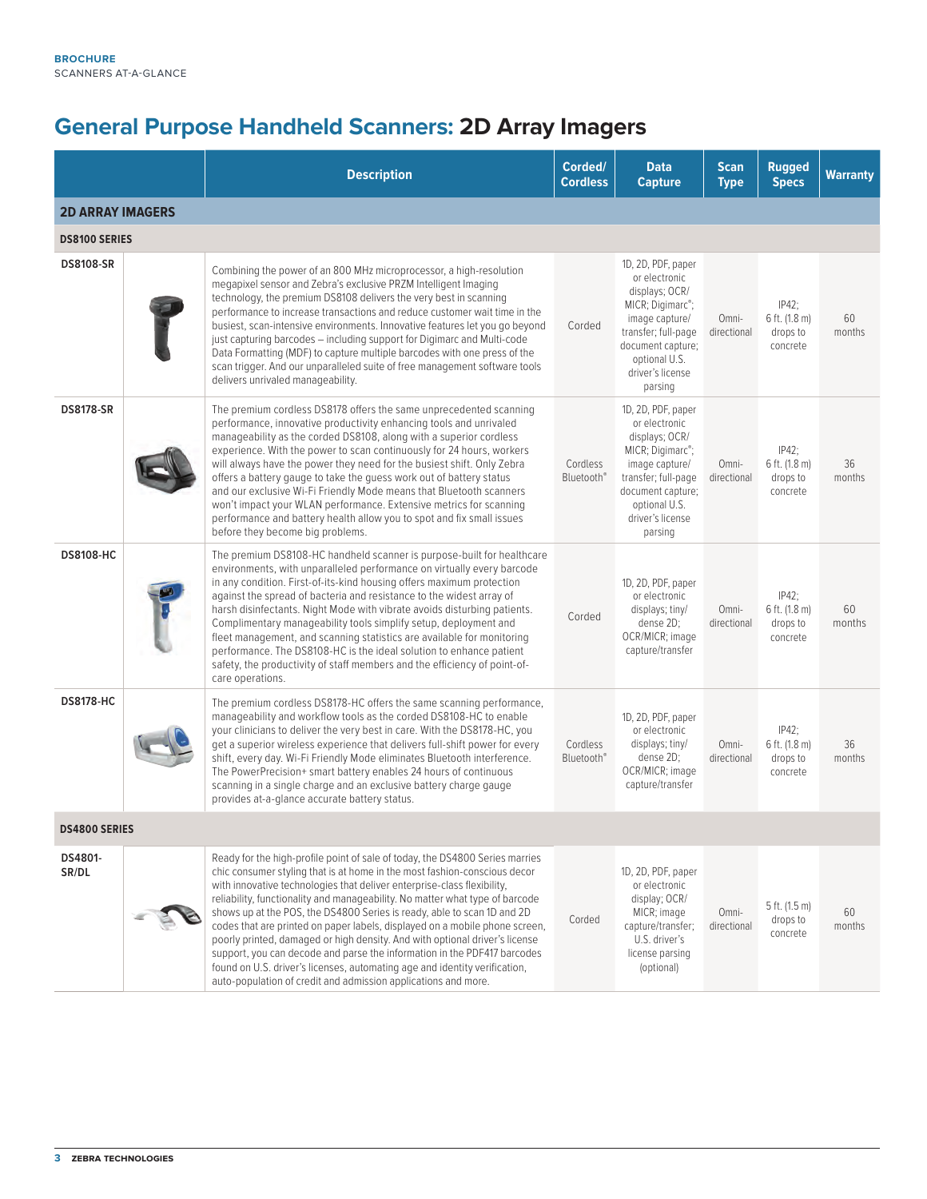**BROCHURE**
SCANNERS AT-A-GLANCE

# General Purpose Handheld Scanners: 2D Array Imagers

| | | Description | Corded/ Cordless | Data Capture | Scan Type | Rugged Specs | Warranty |
|---|---|---|---|---|---|---|---|
| **2D ARRAY IMAGERS** | | | | | | | |
| **DS8100 SERIES** | | | | | | | |
| **DS8108-SR** | | Combining the power of an 800 MHz microprocessor, a high-resolution megapixel sensor and Zebra's exclusive PRZM Intelligent Imaging technology, the premium DS8108 delivers the very best in scanning performance to increase transactions and reduce customer wait time in the busiest, scan-intensive environments. Innovative features let you go beyond just capturing barcodes – including support for Digimarc and Multi-code Data Formatting (MDF) to capture multiple barcodes with one press of the scan trigger. And our unparalleled suite of free management software tools delivers unrivaled manageability. | Corded | 1D, 2D, PDF, paper or electronic displays; OCR/ MICR; Digimarc®; image capture/ transfer; full-page document capture; optional U.S. driver's license parsing | Omni-directional | IP42; 6 ft. (1.8 m) drops to concrete | 60 months |
| **DS8178-SR** | | The premium cordless DS8178 offers the same unprecedented scanning performance, innovative productivity enhancing tools and unrivaled manageability as the corded DS8108, along with a superior cordless experience. With the power to scan continuously for 24 hours, workers will always have the power they need for the busiest shift. Only Zebra offers a battery gauge to take the guess work out of battery status and our exclusive Wi-Fi Friendly Mode means that Bluetooth scanners won't impact your WLAN performance. Extensive metrics for scanning performance and battery health allow you to spot and fix small issues before they become big problems. | Cordless Bluetooth® | 1D, 2D, PDF, paper or electronic displays; OCR/ MICR; Digimarc®; image capture/ transfer; full-page document capture; optional U.S. driver's license parsing | Omni-directional | IP42; 6 ft. (1.8 m) drops to concrete | 36 months |
| **DS8108-HC** | | The premium DS8108-HC handheld scanner is purpose-built for healthcare environments, with unparalleled performance on virtually every barcode in any condition. First-of-its-kind housing offers maximum protection against the spread of bacteria and resistance to the widest array of harsh disinfectants. Night Mode with vibrate avoids disturbing patients. Complimentary manageability tools simplify setup, deployment and fleet management, and scanning statistics are available for monitoring performance. The DS8108-HC is the ideal solution to enhance patient safety, the productivity of staff members and the efficiency of point-of-care operations. | Corded | 1D, 2D, PDF, paper or electronic displays; tiny/ dense 2D; OCR/MICR; image capture/transfer | Omni-directional | IP42; 6 ft. (1.8 m) drops to concrete | 60 months |
| **DS8178-HC** | | The premium cordless DS8178-HC offers the same scanning performance, manageability and workflow tools as the corded DS8108-HC to enable your clinicians to deliver the very best in care. With the DS8178-HC, you get a superior wireless experience that delivers full-shift power for every shift, every day. Wi-Fi Friendly Mode eliminates Bluetooth interference. The PowerPrecision+ smart battery enables 24 hours of continuous scanning in a single charge and an exclusive battery charge gauge provides at-a-glance accurate battery status. | Cordless Bluetooth® | 1D, 2D, PDF, paper or electronic displays; tiny/ dense 2D; OCR/MICR; image capture/transfer | Omni-directional | IP42; 6 ft. (1.8 m) drops to concrete | 36 months |
| **DS4800 SERIES** | | | | | | | |
| **DS4801-SR/DL** | | Ready for the high-profile point of sale of today, the DS4800 Series marries chic consumer styling that is at home in the most fashion-conscious decor with innovative technologies that deliver enterprise-class flexibility, reliability, functionality and manageability. No matter what type of barcode shows up at the POS, the DS4800 Series is ready, able to scan 1D and 2D codes that are printed on paper labels, displayed on a mobile phone screen, poorly printed, damaged or high density. And with optional driver's license support, you can decode and parse the information in the PDF417 barcodes found on U.S. driver's licenses, automating age and identity verification, auto-population of credit and admission applications and more. | Corded | 1D, 2D, PDF, paper or electronic display; OCR/ MICR; image capture/transfer; U.S. driver's license parsing (optional) | Omni-directional | 5 ft. (1.5 m) drops to concrete | 60 months |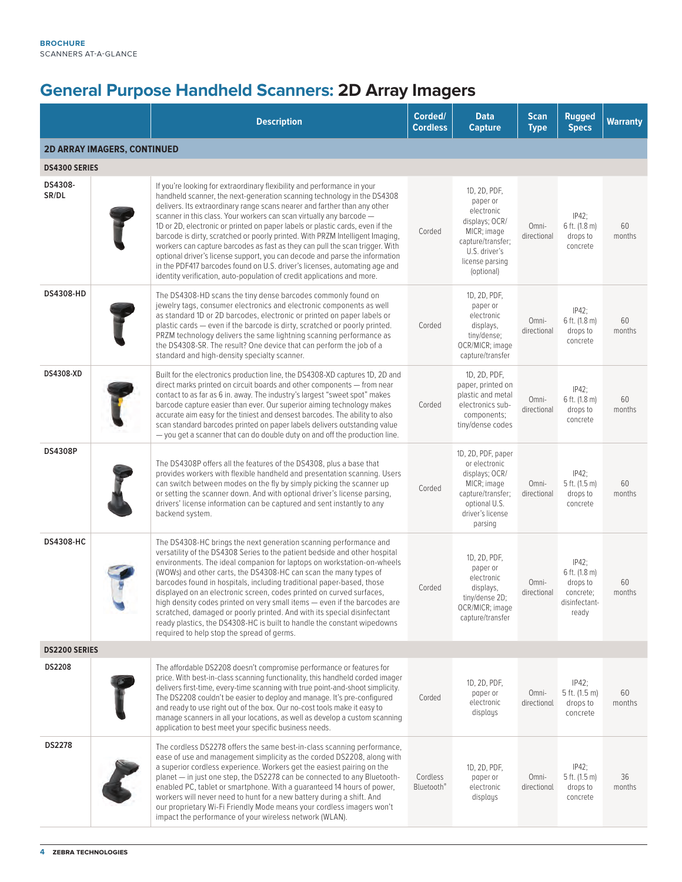# General Purpose Handheld Scanners: 2D Array Imagers

| | | Description | Corded/ Cordless | Data Capture | Scan Type | Rugged Specs | Warranty |
|---|---|---|---|---|---|---|---|
| **2D ARRAY IMAGERS, CONTINUED** | | | | | | | |
| **DS4300 SERIES** | | | | | | | |
| **DS4308-SR/DL** | | If you're looking for extraordinary flexibility and performance in your handheld scanner, the next-generation scanning technology in the DS4308 delivers. Its extraordinary range scans nearer and farther than any other scanner in this class. Your workers can scan virtually any barcode — 1D or 2D, electronic or printed on paper labels or plastic cards, even if the barcode is dirty, scratched or poorly printed. With PRZM Intelligent Imaging, workers can capture barcodes as fast as they can pull the scan trigger. With optional driver's license support, you can decode and parse the information in the PDF417 barcodes found on U.S. driver's licenses, automating age and identity verification, auto-population of credit applications and more. | Corded | 1D, 2D, PDF, paper or electronic displays; OCR/ MICR; image capture/transfer; U.S. driver's license parsing (optional) | Omni-directional | IP42; 6 ft. (1.8 m) drops to concrete | 60 months |
| **DS4308-HD** | | The DS4308-HD scans the tiny dense barcodes commonly found on jewelry tags, consumer electronics and electronic components as well as standard 1D or 2D barcodes, electronic or printed on paper labels or plastic cards — even if the barcode is dirty, scratched or poorly printed. PRZM technology delivers the same lightning scanning performance as the DS4308-SR. The result? One device that can perform the job of a standard and high-density specialty scanner. | Corded | 1D, 2D, PDF, paper or electronic displays, tiny/dense; OCR/MICR; image capture/transfer | Omni-directional | IP42; 6 ft. (1.8 m) drops to concrete | 60 months |
| **DS4308-XD** | | Built for the electronics production line, the DS4308-XD captures 1D, 2D and direct marks printed on circuit boards and other components — from near contact to as far as 6 in. away. The industry's largest "sweet spot" makes barcode capture easier than ever. Our superior aiming technology makes accurate aim easy for the tiniest and densest barcodes. The ability to also scan standard barcodes printed on paper labels delivers outstanding value — you get a scanner that can do double duty on and off the production line. | Corded | 1D, 2D, PDF, paper, printed on plastic and metal electronics sub-components; tiny/dense codes | Omni-directional | IP42; 6 ft. (1.8 m) drops to concrete | 60 months |
| **DS4308P** | | The DS4308P offers all the features of the DS4308, plus a base that provides workers with flexible handheld and presentation scanning. Users can switch between modes on the fly by simply picking the scanner up or setting the scanner down. And with optional driver's license parsing, drivers' license information can be captured and sent instantly to any backend system. | Corded | 1D, 2D, PDF, paper or electronic displays; OCR/ MICR; image capture/transfer; optional U.S. driver's license parsing | Omni-directional | IP42; 5 ft. (1.5 m) drops to concrete | 60 months |
| **DS4308-HC** | | The DS4308-HC brings the next generation scanning performance and versatility of the DS4308 Series to the patient bedside and other hospital environments. The ideal companion for laptops on workstation-on-wheels (WOWs) and other carts, the DS4308-HC can scan the many types of barcodes found in hospitals, including traditional paper-based, those displayed on an electronic screen, codes printed on curved surfaces, high density codes printed on very small items — even if the barcodes are scratched, damaged or poorly printed. And with its special disinfectant ready plastics, the DS4308-HC is built to handle the constant wipedowns required to help stop the spread of germs. | Corded | 1D, 2D, PDF, paper or electronic displays, tiny/dense 2D; OCR/MICR; image capture/transfer | Omni-directional | IP42; 6 ft. (1.8 m) drops to concrete; disinfectant-ready | 60 months |
| **DS2200 SERIES** | | | | | | | |
| **DS2208** | | The affordable DS2208 doesn't compromise performance or features for price. With best-in-class scanning functionality, this handheld corded imager delivers first-time, every-time scanning with true point-and-shoot simplicity. The DS2208 couldn't be easier to deploy and manage. It's pre-configured and ready to use right out of the box. Our no-cost tools make it easy to manage scanners in all your locations, as well as develop a custom scanning application to best meet your specific business needs. | Corded | 1D, 2D, PDF, paper or electronic displays | Omni-directional | IP42; 5 ft. (1.5 m) drops to concrete | 60 months |
| **DS2278** | | The cordless DS2278 offers the same best-in-class scanning performance, ease of use and management simplicity as the corded DS2208, along with a superior cordless experience. Workers get the easiest pairing on the planet — in just one step, the DS2278 can be connected to any Bluetooth-enabled PC, tablet or smartphone. With a guaranteed 14 hours of power, workers will never need to hunt for a new battery during a shift. And our proprietary Wi-Fi Friendly Mode means your cordless imagers won't impact the performance of your wireless network (WLAN). | Cordless Bluetooth® | 1D, 2D, PDF, paper or electronic displays | Omni-directional | IP42; 5 ft. (1.5 m) drops to concrete | 36 months |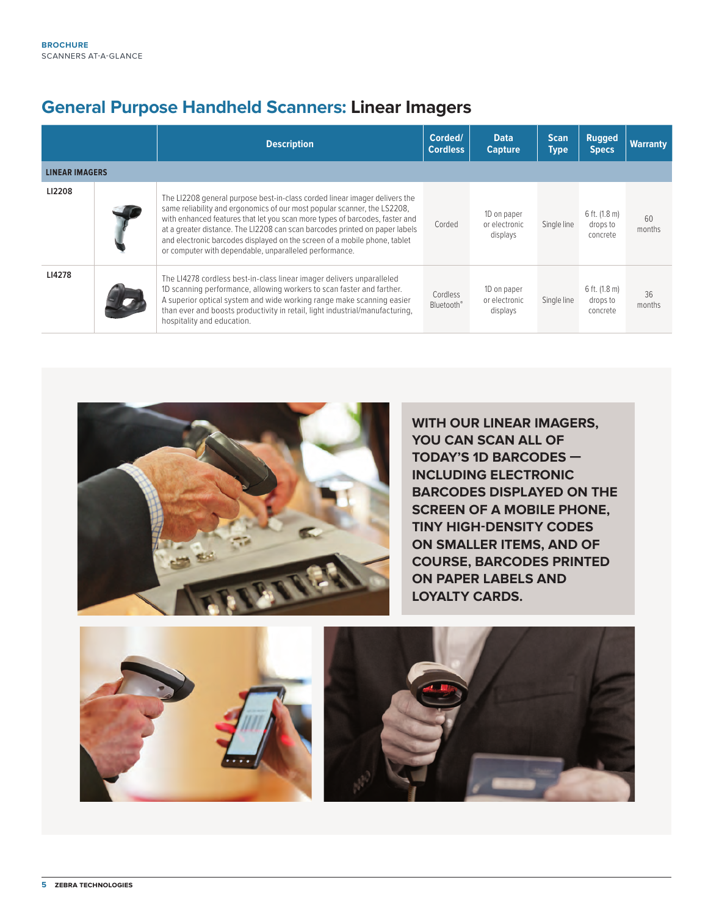## General Purpose Handheld Scanners: Linear Imagers

| | | Description | Corded/ Cordless | Data Capture | Scan Type | Rugged Specs | Warranty |
|---|---|---|---|---|---|---|---|
| **LINEAR IMAGERS** | | | | | | | |
| LI2208 | | The LI2208 general purpose best-in-class corded linear imager delivers the same reliability and ergonomics of our most popular scanner, the LS2208, with enhanced features that let you scan more types of barcodes, faster and at a greater distance. The LI2208 can scan barcodes printed on paper labels and electronic barcodes displayed on the screen of a mobile phone, tablet or computer with dependable, unparalleled performance. | Corded | 1D on paper or electronic displays | Single line | 6 ft. (1.8 m) drops to concrete | 60 months |
| LI4278 | | The LI4278 cordless best-in-class linear imager delivers unparalleled 1D scanning performance, allowing workers to scan faster and farther. A superior optical system and wide working range make scanning easier than ever and boosts productivity in retail, light industrial/manufacturing, hospitality and education. | Cordless Bluetooth® | 1D on paper or electronic displays | Single line | 6 ft. (1.8 m) drops to concrete | 36 months |

**WITH OUR LINEAR IMAGERS, YOU CAN SCAN ALL OF TODAY'S 1D BARCODES — INCLUDING ELECTRONIC BARCODES DISPLAYED ON THE SCREEN OF A MOBILE PHONE, TINY HIGH-DENSITY CODES ON SMALLER ITEMS, AND OF COURSE, BARCODES PRINTED ON PAPER LABELS AND LOYALTY CARDS.**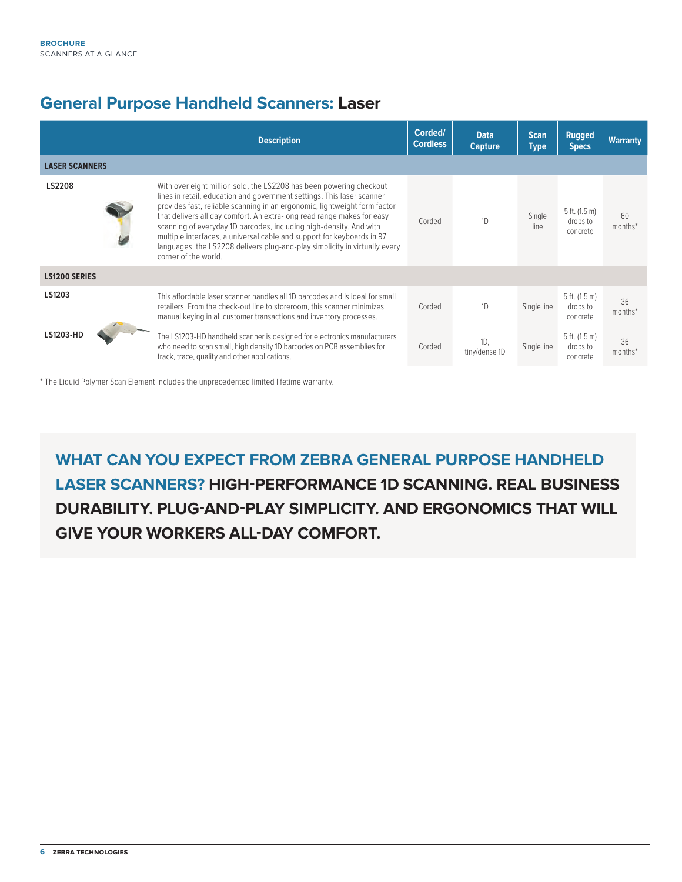## General Purpose Handheld Scanners: Laser

| | | Description | Corded/ Cordless | Data Capture | Scan Type | Rugged Specs | Warranty |
|---|---|---|---|---|---|---|---|
| **LASER SCANNERS** | | | | | | | |
| **LS2208** | | With over eight million sold, the LS2208 has been powering checkout lines in retail, education and government settings. This laser scanner provides fast, reliable scanning in an ergonomic, lightweight form factor that delivers all day comfort. An extra-long read range makes for easy scanning of everyday 1D barcodes, including high-density. And with multiple interfaces, a universal cable and support for keyboards in 97 languages, the LS2208 delivers plug-and-play simplicity in virtually every corner of the world. | Corded | 1D | Single line | 5 ft. (1.5 m) drops to concrete | 60 months* |
| **LS1200 SERIES** | | | | | | | |
| **LS1203** | | This affordable laser scanner handles all 1D barcodes and is ideal for small retailers. From the check-out line to storeroom, this scanner minimizes manual keying in all customer transactions and inventory processes. | Corded | 1D | Single line | 5 ft. (1.5 m) drops to concrete | 36 months* |
| **LS1203-HD** | | The LS1203-HD handheld scanner is designed for electronics manufacturers who need to scan small, high density 1D barcodes on PCB assemblies for track, trace, quality and other applications. | Corded | 1D, tiny/dense 1D | Single line | 5 ft. (1.5 m) drops to concrete | 36 months* |

* The Liquid Polymer Scan Element includes the unprecedented limited lifetime warranty.

**WHAT CAN YOU EXPECT FROM ZEBRA GENERAL PURPOSE HANDHELD LASER SCANNERS? HIGH-PERFORMANCE 1D SCANNING. REAL BUSINESS DURABILITY. PLUG-AND-PLAY SIMPLICITY. AND ERGONOMICS THAT WILL GIVE YOUR WORKERS ALL-DAY COMFORT.**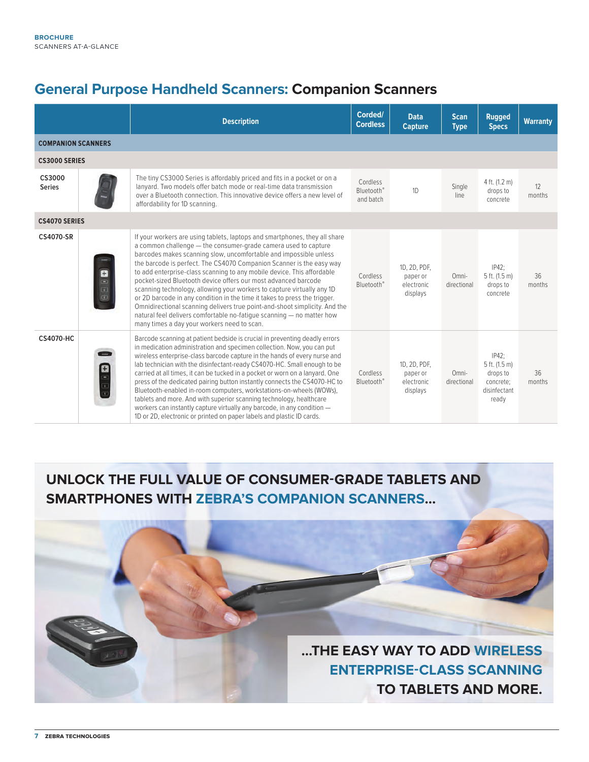## General Purpose Handheld Scanners: Companion Scanners

| | | Description | Corded/ Cordless | Data Capture | Scan Type | Rugged Specs | Warranty |
|---|---|---|---|---|---|---|---|
| **COMPANION SCANNERS** | | | | | | | |
| **CS3000 SERIES** | | | | | | | |
| CS3000 Series | | The tiny CS3000 Series is affordably priced and fits in a pocket or on a lanyard. Two models offer batch mode or real-time data transmission over a Bluetooth connection. This innovative device offers a new level of affordability for 1D scanning. | Cordless Bluetooth® and batch | 1D | Single line | 4 ft. (1.2 m) drops to concrete | 12 months |
| **CS4070 SERIES** | | | | | | | |
| CS4070-SR | | If your workers are using tablets, laptops and smartphones, they all share a common challenge — the consumer-grade camera used to capture barcodes makes scanning slow, uncomfortable and impossible unless the barcode is perfect. The CS4070 Companion Scanner is the easy way to add enterprise-class scanning to any mobile device. This affordable pocket-sized Bluetooth device offers our most advanced barcode scanning technology, allowing your workers to capture virtually any 1D or 2D barcode in any condition in the time it takes to press the trigger. Omnidirectional scanning delivers true point-and-shoot simplicity. And the natural feel delivers comfortable no-fatigue scanning — no matter how many times a day your workers need to scan. | Cordless Bluetooth® | 1D, 2D, PDF, paper or electronic displays | Omni-directional | IP42; 5 ft. (1.5 m) drops to concrete | 36 months |
| CS4070-HC | | Barcode scanning at patient bedside is crucial in preventing deadly errors in medication administration and specimen collection. Now, you can put wireless enterprise-class barcode capture in the hands of every nurse and lab technician with the disinfectant-ready CS4070-HC. Small enough to be carried at all times, it can be tucked in a pocket or worn on a lanyard. One press of the dedicated pairing button instantly connects the CS4070-HC to Bluetooth-enabled in-room computers, workstations-on-wheels (WOWs), tablets and more. And with superior scanning technology, healthcare workers can instantly capture virtually any barcode, in any condition — 1D or 2D, electronic or printed on paper labels and plastic ID cards. | Cordless Bluetooth® | 1D, 2D, PDF, paper or electronic displays | Omni-directional | IP42; 5 ft. (1.5 m) drops to concrete; disinfectant ready | 36 months |

**UNLOCK THE FULL VALUE OF CONSUMER-GRADE TABLETS AND SMARTPHONES WITH ZEBRA'S COMPANION SCANNERS...**

**...THE EASY WAY TO ADD WIRELESS ENTERPRISE-CLASS SCANNING TO TABLETS AND MORE.**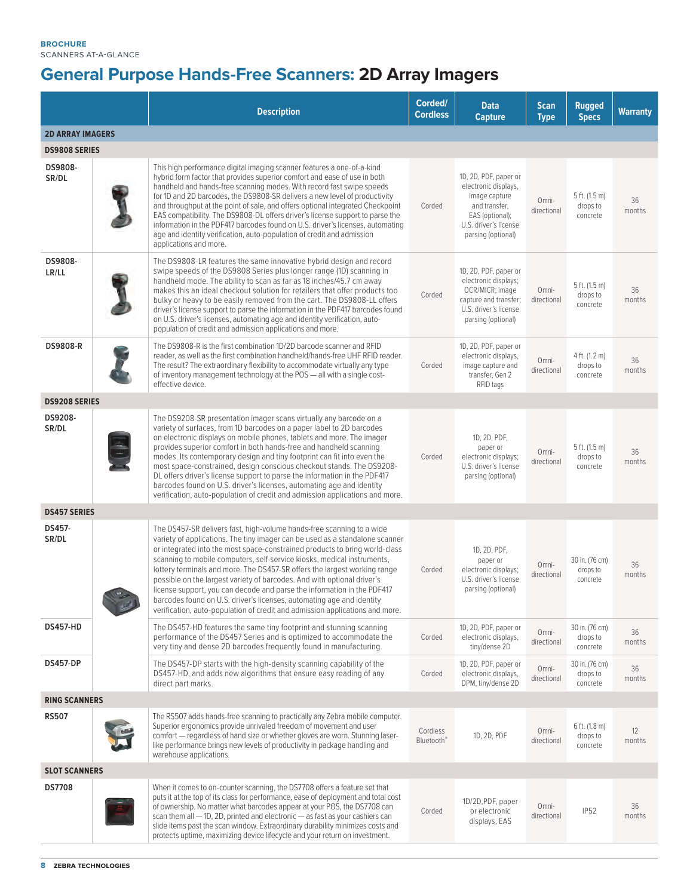BROCHURE
SCANNERS AT-A-GLANCE

# General Purpose Hands-Free Scanners: 2D Array Imagers

| | | Description | Corded/ Cordless | Data Capture | Scan Type | Rugged Specs | Warranty |
|---|---|---|---|---|---|---|---|
| **2D ARRAY IMAGERS** | | | | | | | |
| **DS9808 SERIES** | | | | | | | |
| **DS9808-SR/DL** | | This high performance digital imaging scanner features a one-of-a-kind hybrid form factor that provides superior comfort and ease of use in both handheld and hands-free scanning modes. With record fast swipe speeds for 1D and 2D barcodes, the DS9808-SR delivers a new level of productivity and throughput at the point of sale, and offers optional integrated Checkpoint EAS compatibility. The DS9808-DL offers driver's license support to parse the information in the PDF417 barcodes found on U.S. driver's licenses, automating age and identity verification, auto-population of credit and admission applications and more. | Corded | 1D, 2D, PDF, paper or electronic displays, image capture and transfer, EAS (optional); U.S. driver's license parsing (optional) | Omni-directional | 5 ft. (1.5 m) drops to concrete | 36 months |
| **DS9808-LR/LL** | | The DS9808-LR features the same innovative hybrid design and record swipe speeds of the DS9808 Series plus longer range (1D) scanning in handheld mode. The ability to scan as far as 18 inches/45.7 cm away makes this an ideal checkout solution for retailers that offer products too bulky or heavy to be easily removed from the cart. The DS9808-LL offers driver's license support to parse the information in the PDF417 barcodes found on U.S. driver's licenses, automating age and identity verification, auto-population of credit and admission applications and more. | Corded | 1D, 2D, PDF, paper or electronic displays; OCR/MICR; image capture and transfer; U.S. driver's license parsing (optional) | Omni-directional | 5 ft. (1.5 m) drops to concrete | 36 months |
| **DS9808-R** | | The DS9808-R is the first combination 1D/2D barcode scanner and RFID reader, as well as the first combination handheld/hands-free UHF RFID reader. The result? The extraordinary flexibility to accommodate virtually any type of inventory management technology at the POS — all with a single cost-effective device. | Corded | 1D, 2D, PDF, paper or electronic displays, image capture and transfer, Gen 2 RFID tags | Omni-directional | 4 ft. (1.2 m) drops to concrete | 36 months |
| **DS9208 SERIES** | | | | | | | |
| **DS9208-SR/DL** | | The DS9208-SR presentation imager scans virtually any barcode on a variety of surfaces, from 1D barcodes on a paper label to 2D barcodes on electronic displays on mobile phones, tablets and more. The imager provides superior comfort in both hands-free and handheld scanning modes. Its contemporary design and tiny footprint can fit into even the most space-constrained, design conscious checkout stands. The DS9208-DL offers driver's license support to parse the information in the PDF417 barcodes found on U.S. driver's licenses, automating age and identity verification, auto-population of credit and admission applications and more. | Corded | 1D, 2D, PDF, paper or electronic displays; U.S. driver's license parsing (optional) | Omni-directional | 5 ft. (1.5 m) drops to concrete | 36 months |
| **DS457 SERIES** | | | | | | | |
| **DS457-SR/DL** | | The DS457-SR delivers fast, high-volume hands-free scanning to a wide variety of applications. The tiny imager can be used as a standalone scanner or integrated into the most space-constrained products to bring world-class scanning to mobile computers, self-service kiosks, medical instruments, lottery terminals and more. The DS457-SR offers the largest working range possible on the largest variety of barcodes. And with optional driver's license support, you can decode and parse the information in the PDF417 barcodes found on U.S. driver's licenses, automating age and identity verification, auto-population of credit and admission applications and more. | Corded | 1D, 2D, PDF, paper or electronic displays; U.S. driver's license parsing (optional) | Omni-directional | 30 in. (76 cm) drops to concrete | 36 months |
| **DS457-HD** | | The DS457-HD features the same tiny footprint and stunning scanning performance of the DS457 Series and is optimized to accommodate the very tiny and dense 2D barcodes frequently found in manufacturing. | Corded | 1D, 2D, PDF, paper or electronic displays, tiny/dense 2D | Omni-directional | 30 in. (76 cm) drops to concrete | 36 months |
| **DS457-DP** | | The DS457-DP starts with the high-density scanning capability of the DS457-HD, and adds new algorithms that ensure easy reading of any direct part marks. | Corded | 1D, 2D, PDF, paper or electronic displays, DPM, tiny/dense 2D | Omni-directional | 30 in. (76 cm) drops to concrete | 36 months |
| **RING SCANNERS** | | | | | | | |
| **RS507** | | The RS507 adds hands-free scanning to practically any Zebra mobile computer. Superior ergonomics provide unrivaled freedom of movement and user comfort — regardless of hand size or whether gloves are worn. Stunning laser-like performance brings new levels of productivity in package handling and warehouse applications. | Cordless Bluetooth® | 1D, 2D, PDF | Omni-directional | 6 ft. (1.8 m) drops to concrete | 12 months |
| **SLOT SCANNERS** | | | | | | | |
| **DS7708** | | When it comes to on-counter scanning, the DS7708 offers a feature set that puts it at the top of its class for performance, ease of deployment and total cost of ownership. No matter what barcodes appear at your POS, the DS7708 can scan them all — 1D, 2D, printed and electronic — as fast as your cashiers can slide items past the scan window. Extraordinary durability minimizes costs and protects uptime, maximizing device lifecycle and your return on investment. | Corded | 1D/2D,PDF, paper or electronic displays, EAS | Omni-directional | IP52 | 36 months |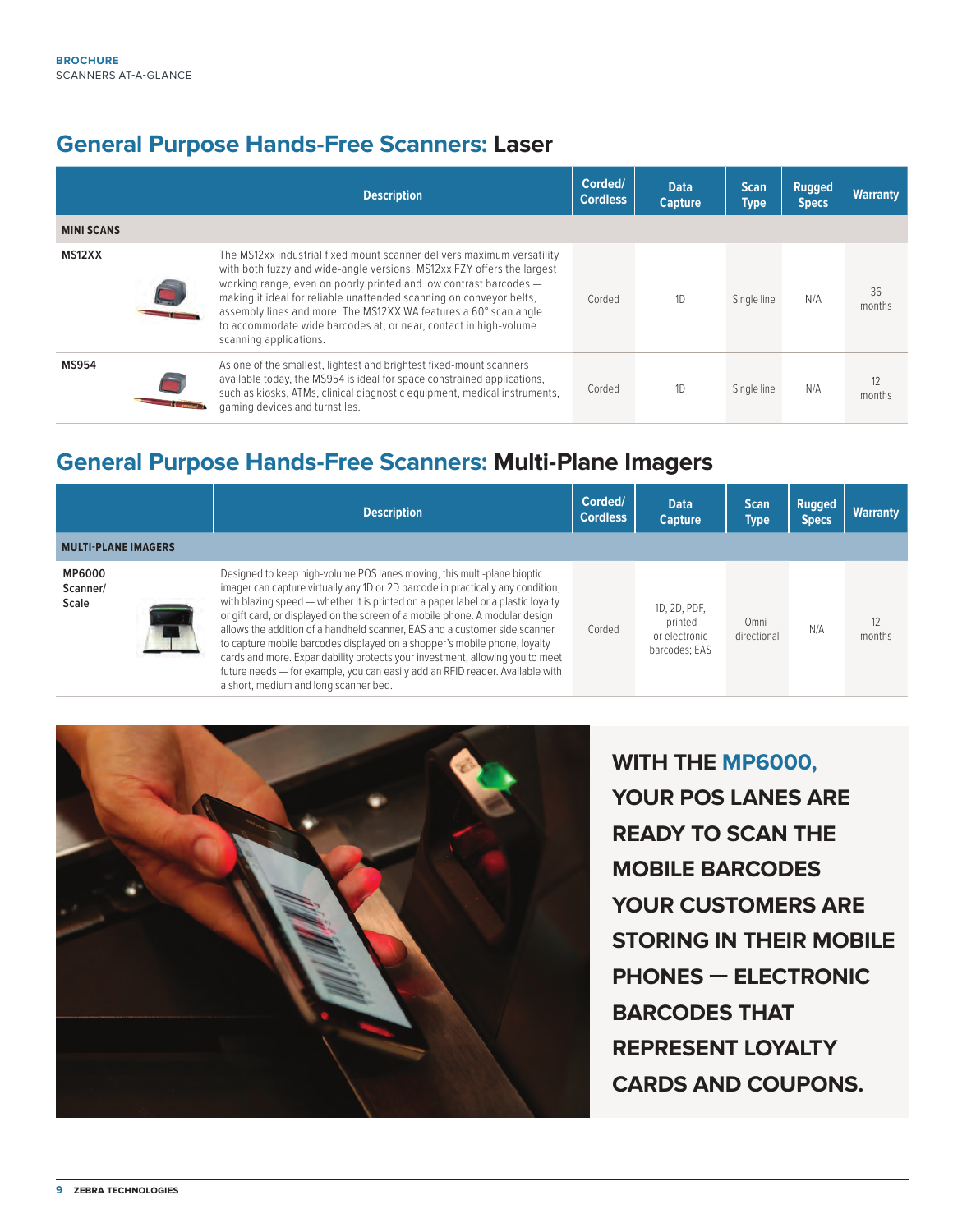## General Purpose Hands-Free Scanners: Laser

| | | Description | Corded/ Cordless | Data Capture | Scan Type | Rugged Specs | Warranty |
|---|---|---|---|---|---|---|---|
| **MINI SCANS** | | | | | | | |
| **MS12XX** | | The MS12xx industrial fixed mount scanner delivers maximum versatility with both fuzzy and wide-angle versions. MS12xx FZY offers the largest working range, even on poorly printed and low contrast barcodes — making it ideal for reliable unattended scanning on conveyor belts, assembly lines and more. The MS12XX WA features a 60° scan angle to accommodate wide barcodes at, or near, contact in high-volume scanning applications. | Corded | 1D | Single line | N/A | 36 months |
| **MS954** | | As one of the smallest, lightest and brightest fixed-mount scanners available today, the MS954 is ideal for space constrained applications, such as kiosks, ATMs, clinical diagnostic equipment, medical instruments, gaming devices and turnstiles. | Corded | 1D | Single line | N/A | 12 months |

## General Purpose Hands-Free Scanners: Multi-Plane Imagers

| | | Description | Corded/ Cordless | Data Capture | Scan Type | Rugged Specs | Warranty |
|---|---|---|---|---|---|---|---|
| **MULTI-PLANE IMAGERS** | | | | | | | |
| **MP6000 Scanner/ Scale** | | Designed to keep high-volume POS lanes moving, this multi-plane bioptic imager can capture virtually any 1D or 2D barcode in practically any condition, with blazing speed — whether it is printed on a paper label or a plastic loyalty or gift card, or displayed on the screen of a mobile phone. A modular design allows the addition of a handheld scanner, EAS and a customer side scanner to capture mobile barcodes displayed on a shopper's mobile phone, loyalty cards and more. Expandability protects your investment, allowing you to meet future needs — for example, you can easily add an RFID reader. Available with a short, medium and long scanner bed. | Corded | 1D, 2D, PDF, printed or electronic barcodes; EAS | Omni-directional | N/A | 12 months |

**WITH THE MP6000, YOUR POS LANES ARE READY TO SCAN THE MOBILE BARCODES YOUR CUSTOMERS ARE STORING IN THEIR MOBILE PHONES — ELECTRONIC BARCODES THAT REPRESENT LOYALTY CARDS AND COUPONS.**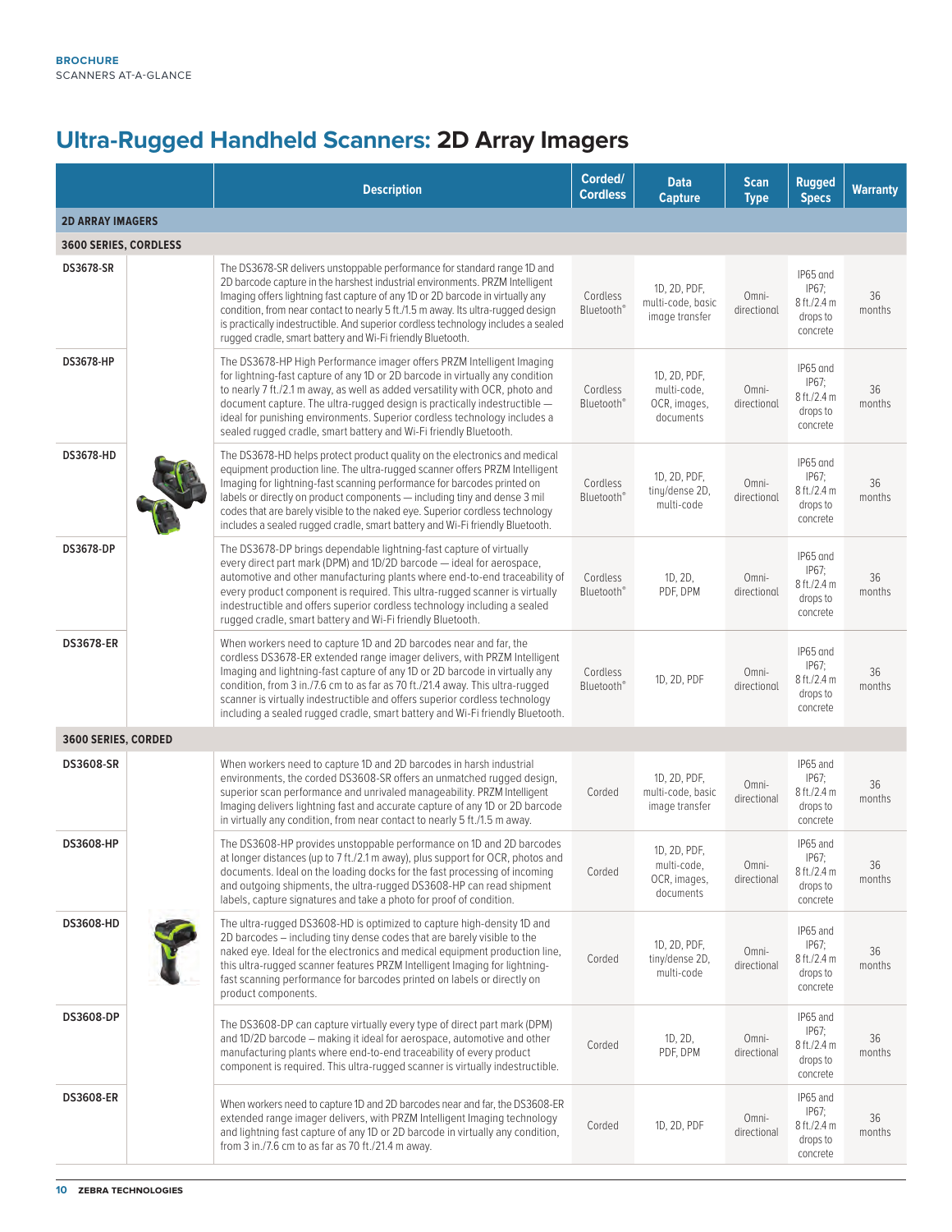## Ultra-Rugged Handheld Scanners: 2D Array Imagers

| | | Description | Corded/ Cordless | Data Capture | Scan Type | Rugged Specs | Warranty |
|---|---|---|---|---|---|---|---|
| **2D ARRAY IMAGERS** | | | | | | | |
| **3600 SERIES, CORDLESS** | | | | | | | |
| **DS3678-SR** | | The DS3678-SR delivers unstoppable performance for standard range 1D and 2D barcode capture in the harshest industrial environments. PRZM Intelligent Imaging offers lightning fast capture of any 1D or 2D barcode in virtually any condition, from near contact to nearly 5 ft./1.5 m away. Its ultra-rugged design is practically indestructible. And superior cordless technology includes a sealed rugged cradle, smart battery and Wi-Fi friendly Bluetooth. | Cordless Bluetooth® | 1D, 2D, PDF, multi-code, basic image transfer | Omni-directional | IP65 and IP67; 8 ft./2.4 m drops to concrete | 36 months |
| **DS3678-HP** | | The DS3678-HP High Performance imager offers PRZM Intelligent Imaging for lightning-fast capture of any 1D or 2D barcode in virtually any condition to nearly 7 ft./2.1 m away, as well as added versatility with OCR, photo and document capture. The ultra-rugged design is practically indestructible — ideal for punishing environments. Superior cordless technology includes a sealed rugged cradle, smart battery and Wi-Fi friendly Bluetooth. | Cordless Bluetooth® | 1D, 2D, PDF, multi-code, OCR, images, documents | Omni-directional | IP65 and IP67; 8 ft./2.4 m drops to concrete | 36 months |
| **DS3678-HD** | | The DS3678-HD helps protect product quality on the electronics and medical equipment production line. The ultra-rugged scanner offers PRZM Intelligent Imaging for lightning-fast scanning performance for barcodes printed on labels or directly on product components — including tiny and dense 3 mil codes that are barely visible to the naked eye. Superior cordless technology includes a sealed rugged cradle, smart battery and Wi-Fi friendly Bluetooth. | Cordless Bluetooth® | 1D, 2D, PDF, tiny/dense 2D, multi-code | Omni-directional | IP65 and IP67; 8 ft./2.4 m drops to concrete | 36 months |
| **DS3678-DP** | | The DS3678-DP brings dependable lightning-fast capture of virtually every direct part mark (DPM) and 1D/2D barcode — ideal for aerospace, automotive and other manufacturing plants where end-to-end traceability of every product component is required. This ultra-rugged scanner is virtually indestructible and offers superior cordless technology including a sealed rugged cradle, smart battery and Wi-Fi friendly Bluetooth. | Cordless Bluetooth® | 1D, 2D, PDF, DPM | Omni-directional | IP65 and IP67; 8 ft./2.4 m drops to concrete | 36 months |
| **DS3678-ER** | | When workers need to capture 1D and 2D barcodes near and far, the cordless DS3678-ER extended range imager delivers, with PRZM Intelligent Imaging and lightning-fast capture of any 1D or 2D barcode in virtually any condition, from 3 in./7.6 cm to as far as 70 ft./21.4 away. This ultra-rugged scanner is virtually indestructible and offers superior cordless technology including a sealed rugged cradle, smart battery and Wi-Fi friendly Bluetooth. | Cordless Bluetooth® | 1D, 2D, PDF | Omni-directional | IP65 and IP67; 8 ft./2.4 m drops to concrete | 36 months |
| **3600 SERIES, CORDED** | | | | | | | |
| **DS3608-SR** | | When workers need to capture 1D and 2D barcodes in harsh industrial environments, the corded DS3608-SR offers an unmatched rugged design, superior scan performance and unrivaled manageability. PRZM Intelligent Imaging delivers lightning fast and accurate capture of any 1D or 2D barcode in virtually any condition, from near contact to nearly 5 ft./1.5 m away. | Corded | 1D, 2D, PDF, multi-code, basic image transfer | Omni-directional | IP65 and IP67; 8 ft./2.4 m drops to concrete | 36 months |
| **DS3608-HP** | | The DS3608-HP provides unstoppable performance on 1D and 2D barcodes at longer distances (up to 7 ft./2.1 m away), plus support for OCR, photos and documents. Ideal on the loading docks for the fast processing of incoming and outgoing shipments, the ultra-rugged DS3608-HP can read shipment labels, capture signatures and take a photo for proof of condition. | Corded | 1D, 2D, PDF, multi-code, OCR, images, documents | Omni-directional | IP65 and IP67; 8 ft./2.4 m drops to concrete | 36 months |
| **DS3608-HD** | | The ultra-rugged DS3608-HD is optimized to capture high-density 1D and 2D barcodes – including tiny dense codes that are barely visible to the naked eye. Ideal for the electronics and medical equipment production line, this ultra-rugged scanner features PRZM Intelligent Imaging for lightning-fast scanning performance for barcodes printed on labels or directly on product components. | Corded | 1D, 2D, PDF, tiny/dense 2D, multi-code | Omni-directional | IP65 and IP67; 8 ft./2.4 m drops to concrete | 36 months |
| **DS3608-DP** | | The DS3608-DP can capture virtually every type of direct part mark (DPM) and 1D/2D barcode – making it ideal for aerospace, automotive and other manufacturing plants where end-to-end traceability of every product component is required. This ultra-rugged scanner is virtually indestructible. | Corded | 1D, 2D, PDF, DPM | Omni-directional | IP65 and IP67; 8 ft./2.4 m drops to concrete | 36 months |
| **DS3608-ER** | | When workers need to capture 1D and 2D barcodes near and far, the DS3608-ER extended range imager delivers, with PRZM Intelligent Imaging technology and lightning fast capture of any 1D or 2D barcode in virtually any condition, from 3 in./7.6 cm to as far as 70 ft./21.4 m away. | Corded | 1D, 2D, PDF | Omni-directional | IP65 and IP67; 8 ft./2.4 m drops to concrete | 36 months |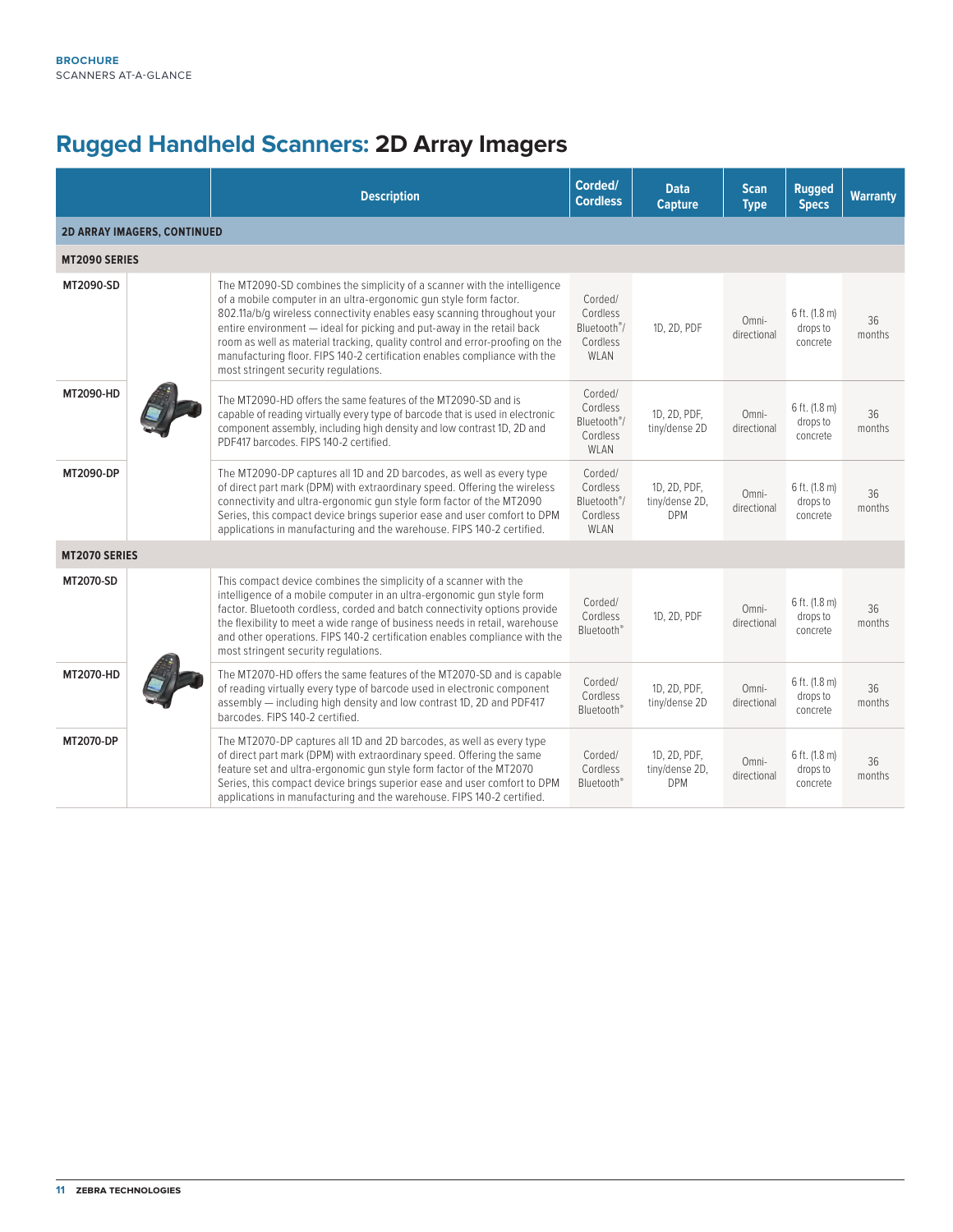**BROCHURE**
SCANNERS AT-A-GLANCE

# Rugged Handheld Scanners: 2D Array Imagers

| | | Description | Corded/ Cordless | Data Capture | Scan Type | Rugged Specs | Warranty |
|---|---|---|---|---|---|---|---|
| **2D ARRAY IMAGERS, CONTINUED** | | | | | | | |
| **MT2090 SERIES** | | | | | | | |
| **MT2090-SD** | | The MT2090-SD combines the simplicity of a scanner with the intelligence of a mobile computer in an ultra-ergonomic gun style form factor. 802.11a/b/g wireless connectivity enables easy scanning throughout your entire environment — ideal for picking and put-away in the retail back room as well as material tracking, quality control and error-proofing on the manufacturing floor. FIPS 140-2 certification enables compliance with the most stringent security regulations. | Corded/ Cordless Bluetooth®/ Cordless WLAN | 1D, 2D, PDF | Omni-directional | 6 ft. (1.8 m) drops to concrete | 36 months |
| **MT2090-HD** | | The MT2090-HD offers the same features of the MT2090-SD and is capable of reading virtually every type of barcode that is used in electronic component assembly, including high density and low contrast 1D, 2D and PDF417 barcodes. FIPS 140-2 certified. | Corded/ Cordless Bluetooth®/ Cordless WLAN | 1D, 2D, PDF, tiny/dense 2D | Omni-directional | 6 ft. (1.8 m) drops to concrete | 36 months |
| **MT2090-DP** | | The MT2090-DP captures all 1D and 2D barcodes, as well as every type of direct part mark (DPM) with extraordinary speed. Offering the wireless connectivity and ultra-ergonomic gun style form factor of the MT2090 Series, this compact device brings superior ease and user comfort to DPM applications in manufacturing and the warehouse. FIPS 140-2 certified. | Corded/ Cordless Bluetooth®/ Cordless WLAN | 1D, 2D, PDF, tiny/dense 2D, DPM | Omni-directional | 6 ft. (1.8 m) drops to concrete | 36 months |
| **MT2070 SERIES** | | | | | | | |
| **MT2070-SD** | | This compact device combines the simplicity of a scanner with the intelligence of a mobile computer in an ultra-ergonomic gun style form factor. Bluetooth cordless, corded and batch connectivity options provide the flexibility to meet a wide range of business needs in retail, warehouse and other operations. FIPS 140-2 certification enables compliance with the most stringent security regulations. | Corded/ Cordless Bluetooth® | 1D, 2D, PDF | Omni-directional | 6 ft. (1.8 m) drops to concrete | 36 months |
| **MT2070-HD** | | The MT2070-HD offers the same features of the MT2070-SD and is capable of reading virtually every type of barcode used in electronic component assembly — including high density and low contrast 1D, 2D and PDF417 barcodes. FIPS 140-2 certified. | Corded/ Cordless Bluetooth® | 1D, 2D, PDF, tiny/dense 2D | Omni-directional | 6 ft. (1.8 m) drops to concrete | 36 months |
| **MT2070-DP** | | The MT2070-DP captures all 1D and 2D barcodes, as well as every type of direct part mark (DPM) with extraordinary speed. Offering the same feature set and ultra-ergonomic gun style form factor of the MT2070 Series, this compact device brings superior ease and user comfort to DPM applications in manufacturing and the warehouse. FIPS 140-2 certified. | Corded/ Cordless Bluetooth® | 1D, 2D, PDF, tiny/dense 2D, DPM | Omni-directional | 6 ft. (1.8 m) drops to concrete | 36 months |

ZEBRA TECHNOLOGIES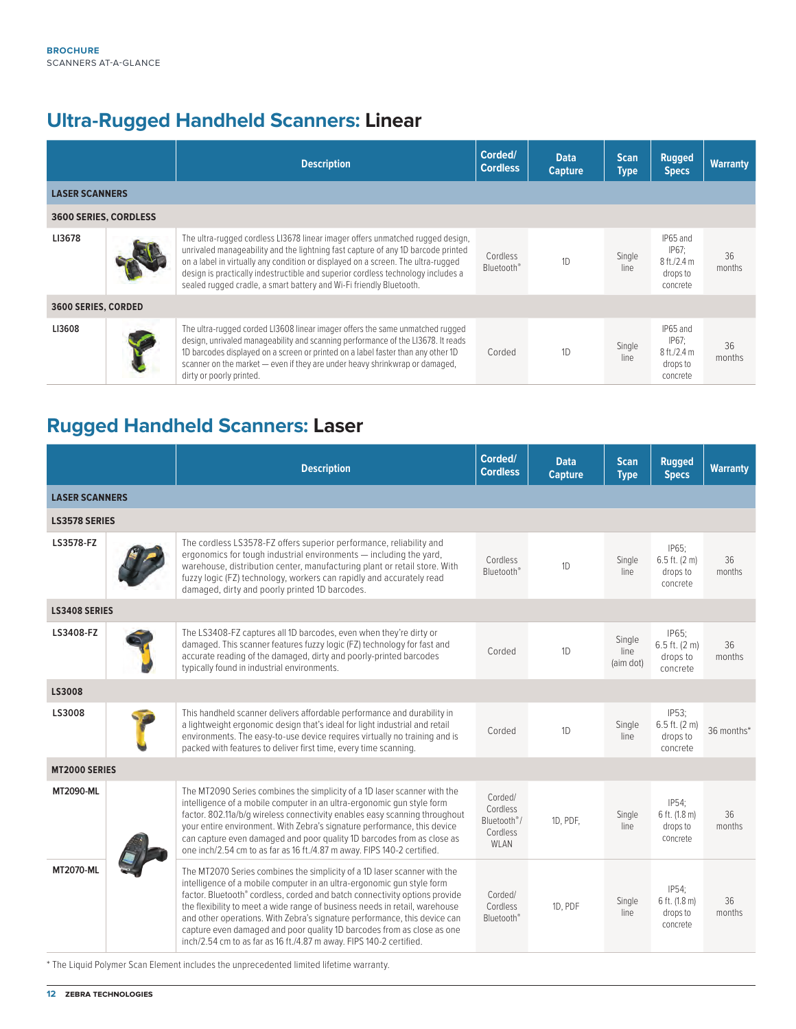## Ultra-Rugged Handheld Scanners: Linear

| | | Description | Corded/ Cordless | Data Capture | Scan Type | Rugged Specs | Warranty |
|---|---|---|---|---|---|---|---|
| **LASER SCANNERS** | | | | | | | |
| **3600 SERIES, CORDLESS** | | | | | | | |
| LI3678 | | The ultra-rugged cordless LI3678 linear imager offers unmatched rugged design, unrivaled manageability and the lightning fast capture of any 1D barcode printed on a label in virtually any condition or displayed on a screen. The ultra-rugged design is practically indestructible and superior cordless technology includes a sealed rugged cradle, a smart battery and Wi-Fi friendly Bluetooth. | Cordless Bluetooth® | 1D | Single line | IP65 and IP67; 8 ft./2.4 m drops to concrete | 36 months |
| **3600 SERIES, CORDED** | | | | | | | |
| LI3608 | | The ultra-rugged corded LI3608 linear imager offers the same unmatched rugged design, unrivaled manageability and scanning performance of the LI3678. It reads 1D barcodes displayed on a screen or printed on a label faster than any other 1D scanner on the market — even if they are under heavy shrinkwrap or damaged, dirty or poorly printed. | Corded | 1D | Single line | IP65 and IP67; 8 ft./2.4 m drops to concrete | 36 months |

## Rugged Handheld Scanners: Laser

| | | Description | Corded/ Cordless | Data Capture | Scan Type | Rugged Specs | Warranty |
|---|---|---|---|---|---|---|---|
| **LASER SCANNERS** | | | | | | | |
| **LS3578 SERIES** | | | | | | | |
| LS3578-FZ | | The cordless LS3578-FZ offers superior performance, reliability and ergonomics for tough industrial environments — including the yard, warehouse, distribution center, manufacturing plant or retail store. With fuzzy logic (FZ) technology, workers can rapidly and accurately read damaged, dirty and poorly printed 1D barcodes. | Cordless Bluetooth® | 1D | Single line | IP65; 6.5 ft. (2 m) drops to concrete | 36 months |
| **LS3408 SERIES** | | | | | | | |
| LS3408-FZ | | The LS3408-FZ captures all 1D barcodes, even when they're dirty or damaged. This scanner features fuzzy logic (FZ) technology for fast and accurate reading of the damaged, dirty and poorly-printed barcodes typically found in industrial environments. | Corded | 1D | Single line (aim dot) | IP65; 6.5 ft. (2 m) drops to concrete | 36 months |
| **LS3008** | | | | | | | |
| LS3008 | | This handheld scanner delivers affordable performance and durability in a lightweight ergonomic design that's ideal for light industrial and retail environments. The easy-to-use device requires virtually no training and is packed with features to deliver first time, every time scanning. | Corded | 1D | Single line | IP53; 6.5 ft. (2 m) drops to concrete | 36 months* |
| **MT2000 SERIES** | | | | | | | |
| MT2090-ML | | The MT2090 Series combines the simplicity of a 1D laser scanner with the intelligence of a mobile computer in an ultra-ergonomic gun style form factor. 802.11a/b/g wireless connectivity enables easy scanning throughout your entire environment. With Zebra's signature performance, this device can capture even damaged and poor quality 1D barcodes from as close as one inch/2.54 cm to as far as 16 ft./4.87 m away. FIPS 140-2 certified. | Corded/ Cordless Bluetooth®/ Cordless WLAN | 1D, PDF, | Single line | IP54; 6 ft. (1.8 m) drops to concrete | 36 months |
| MT2070-ML | | The MT2070 Series combines the simplicity of a 1D laser scanner with the intelligence of a mobile computer in an ultra-ergonomic gun style form factor. Bluetooth® cordless, corded and batch connectivity options provide the flexibility to meet a wide range of business needs in retail, warehouse and other operations. With Zebra's signature performance, this device can capture even damaged and poor quality 1D barcodes from as close as one inch/2.54 cm to as far as 16 ft./4.87 m away. FIPS 140-2 certified. | Corded/ Cordless Bluetooth® | 1D, PDF | Single line | IP54; 6 ft. (1.8 m) drops to concrete | 36 months |

* The Liquid Polymer Scan Element includes the unprecedented limited lifetime warranty.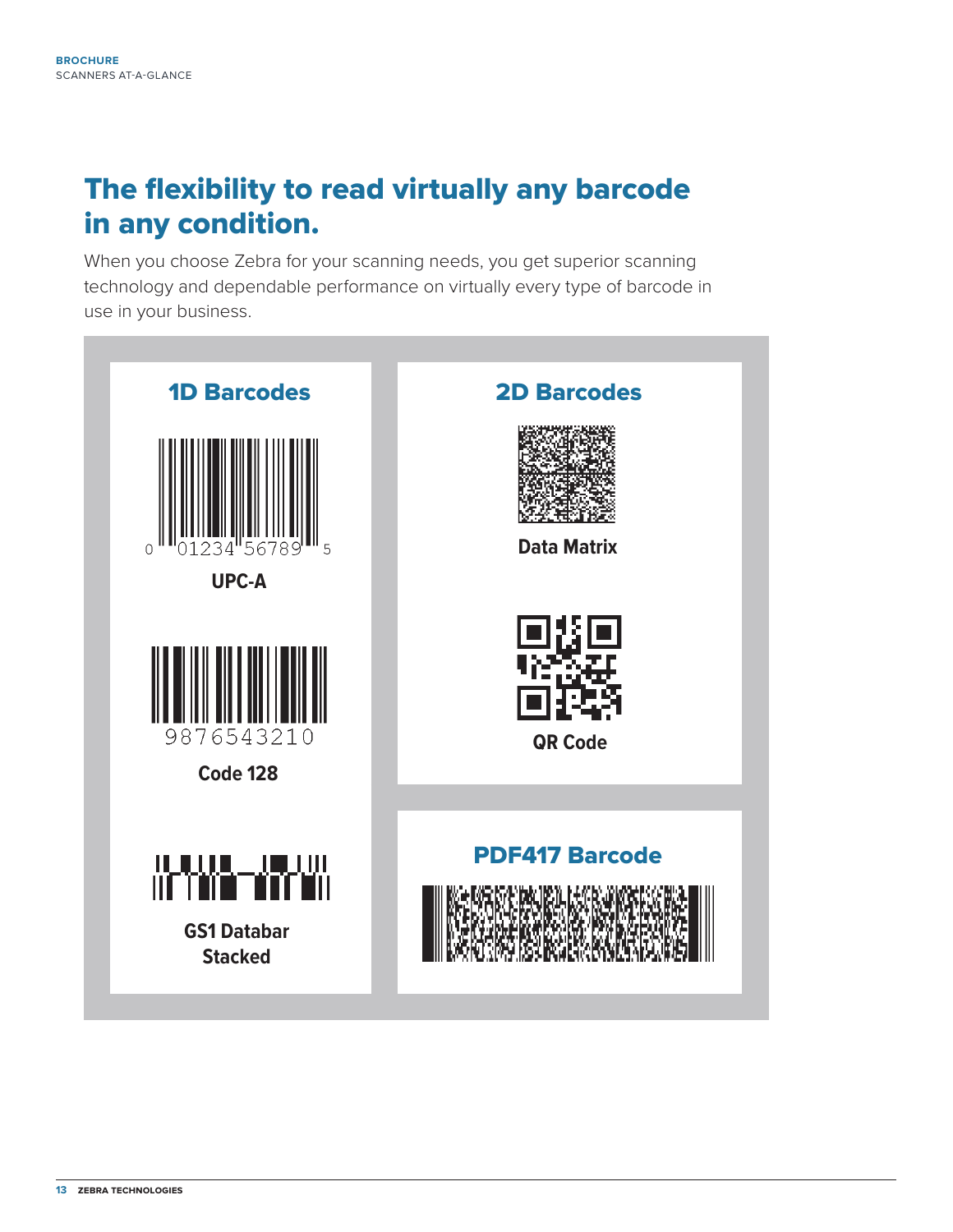# The flexibility to read virtually any barcode in any condition.

When you choose Zebra for your scanning needs, you get superior scanning technology and dependable performance on virtually every type of barcode in use in your business.

## 1D Barcodes

0 01234 56789 5

**UPC-A**

9876543210

**Code 128**

**GS1 Databar Stacked**

## 2D Barcodes

**Data Matrix**

**QR Code**

## PDF417 Barcode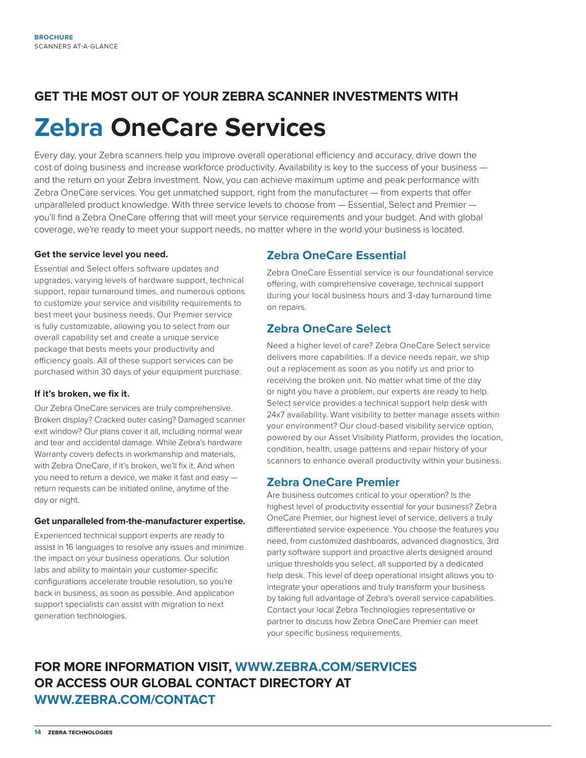**GET THE MOST OUT OF YOUR ZEBRA SCANNER INVESTMENTS WITH**

# Zebra OneCare Services

Every day, your Zebra scanners help you improve overall operational efficiency and accuracy, drive down the cost of doing business and increase workforce productivity. Availability is key to the success of your business — and the return on your Zebra investment. Now, you can achieve maximum uptime and peak performance with Zebra OneCare services. You get unmatched support, right from the manufacturer — from experts that offer unparalleled product knowledge. With three service levels to choose from — Essential, Select and Premier — you'll find a Zebra OneCare offering that will meet your service requirements and your budget. And with global coverage, we're ready to meet your support needs, no matter where in the world your business is located.

**Get the service level you need.**

Essential and Select offers software updates and upgrades, varying levels of hardware support, technical support, repair turnaround times, and numerous options to customize your service and visibility requirements to best meet your business needs. Our Premier service is fully customizable, allowing you to select from our overall capability set and create a unique service package that bests meets your productivity and efficiency goals. All of these support services can be purchased within 30 days of your equipment purchase.

**If it's broken, we fix it.**

Our Zebra OneCare services are truly comprehensive. Broken display? Cracked outer casing? Damaged scanner exit window? Our plans cover it all, including normal wear and tear and accidental damage. While Zebra's hardware Warranty covers defects in workmanship and materials, with Zebra OneCare, if it's broken, we'll fix it. And when you need to return a device, we make it fast and easy — return requests can be initiated online, anytime of the day or night.

**Get unparalleled from-the-manufacturer expertise.**

Experienced technical support experts are ready to assist in 16 languages to resolve any issues and minimize the impact on your business operations. Our solution labs and ability to maintain your customer-specific configurations accelerate trouble resolution, so you're back in business, as soon as possible. And application support specialists can assist with migration to next generation technologies.

## Zebra OneCare Essential

Zebra OneCare Essential service is our foundational service offering, with comprehensive coverage, technical support during your local business hours and 3-day turnaround time on repairs.

## Zebra OneCare Select

Need a higher level of care? Zebra OneCare Select service delivers more capabilities. If a device needs repair, we ship out a replacement as soon as you notify us and prior to receiving the broken unit. No matter what time of the day or night you have a problem, our experts are ready to help. Select service provides a technical support help desk with 24x7 availability. Want visibility to better manage assets within your environment? Our cloud-based visibility service option, powered by our Asset Visibility Platform, provides the location, condition, health, usage patterns and repair history of your scanners to enhance overall productivity within your business.

## Zebra OneCare Premier

Are business outcomes critical to your operation? Is the highest level of productivity essential for your business? Zebra OneCare Premier, our highest level of service, delivers a truly differentiated service experience. You choose the features you need, from customized dashboards, advanced diagnostics, 3rd party software support and proactive alerts designed around unique thresholds you select, all supported by a dedicated help desk. This level of deep operational insight allows you to integrate your operations and truly transform your business by taking full advantage of Zebra's overall service capabilities. Contact your local Zebra Technologies representative or partner to discuss how Zebra OneCare Premier can meet your specific business requirements.

**FOR MORE INFORMATION VISIT, WWW.ZEBRA.COM/SERVICES OR ACCESS OUR GLOBAL CONTACT DIRECTORY AT WWW.ZEBRA.COM/CONTACT**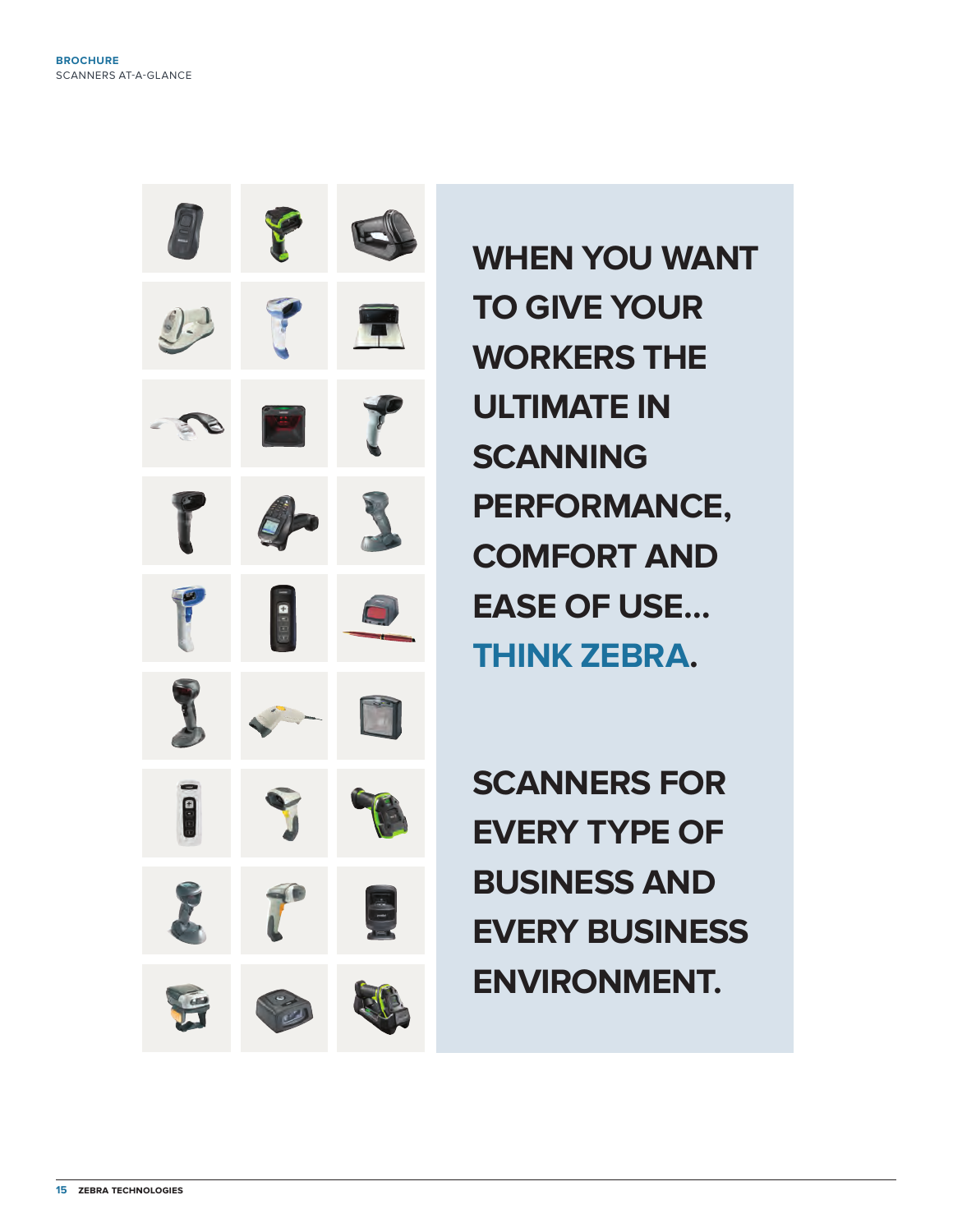**WHEN YOU WANT TO GIVE YOUR WORKERS THE ULTIMATE IN SCANNING PERFORMANCE, COMFORT AND EASE OF USE... THINK ZEBRA.**

**SCANNERS FOR EVERY TYPE OF BUSINESS AND EVERY BUSINESS ENVIRONMENT.**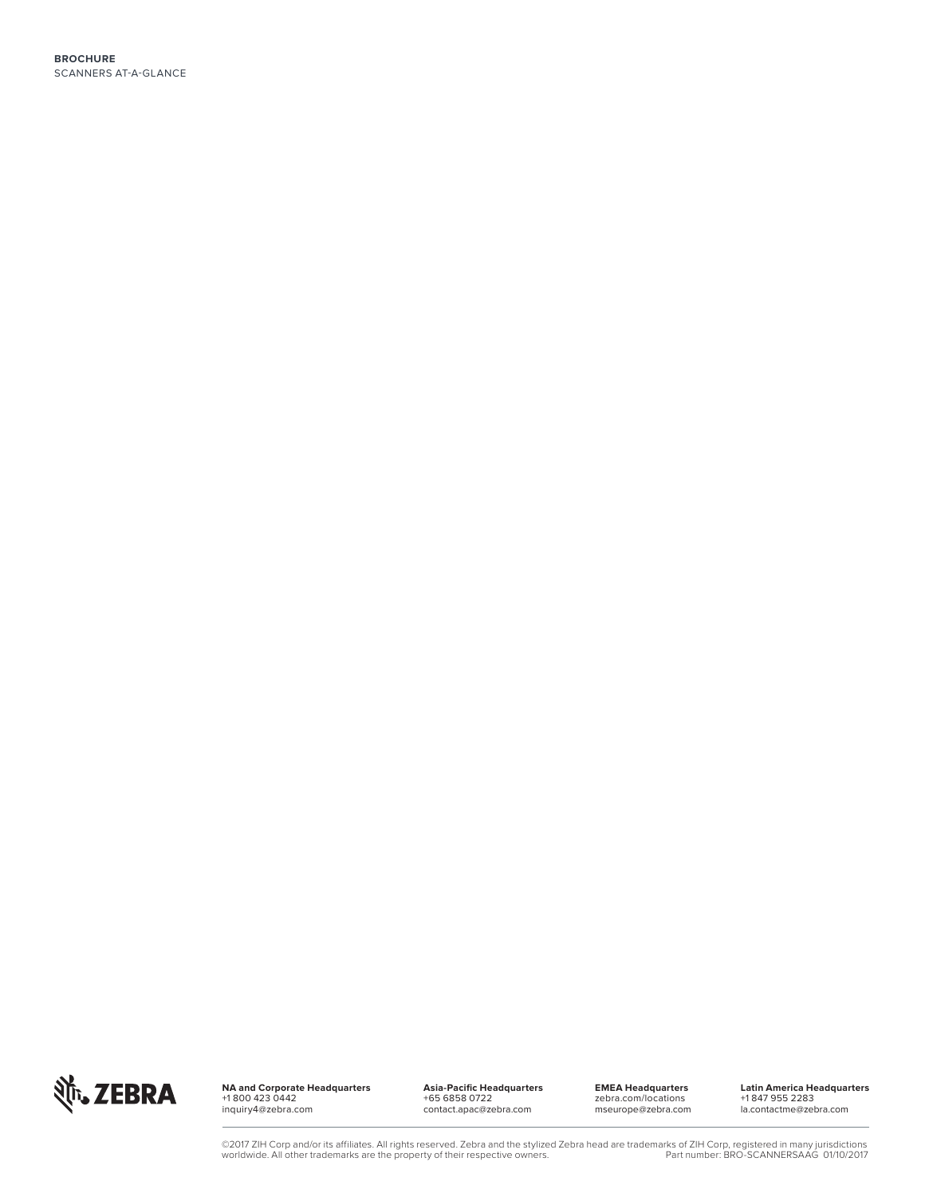**NA and Corporate Headquarters**
+1 800 423 0442
inquiry4@zebra.com

**Asia-Pacific Headquarters**
+65 6858 0722
contact.apac@zebra.com

**EMEA Headquarters**
zebra.com/locations
mseurope@zebra.com

**Latin America Headquarters**
+1 847 955 2283
la.contactme@zebra.com

©2017 ZIH Corp and/or its affiliates. All rights reserved. Zebra and the stylized Zebra head are trademarks of ZIH Corp, registered in many jurisdictions worldwide. All other trademarks are the property of their respective owners. Part number: BRO-SCANNERSAAG 01/10/2017